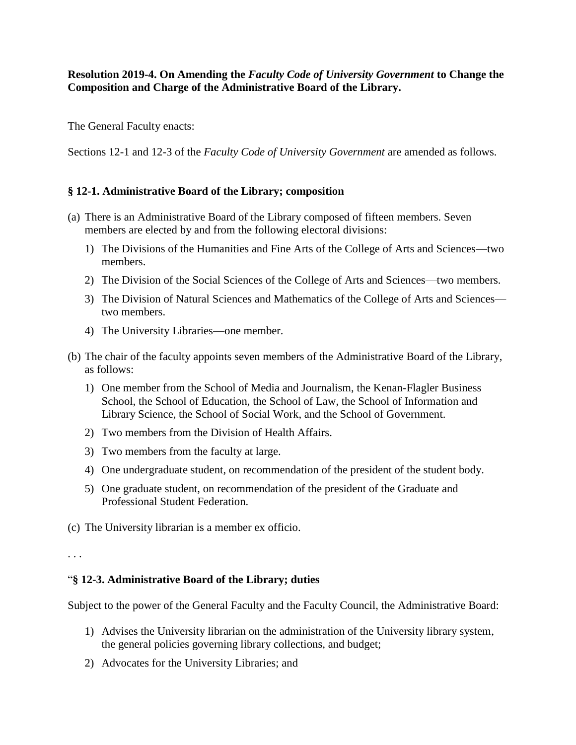**Resolution 2019-4. On Amending the *Faculty Code of University Government* to Change the Composition and Charge of the Administrative Board of the Library.**

The General Faculty enacts:

Sections 12-1 and 12-3 of the *Faculty Code of University Government* are amended as follows.

### § 12-1. Administrative Board of the Library; composition

(a) There is an Administrative Board of the Library composed of fifteen members. Seven members are elected by and from the following electoral divisions:

1) The Divisions of the Humanities and Fine Arts of the College of Arts and Sciences—two members.
2) The Division of the Social Sciences of the College of Arts and Sciences—two members.
3) The Division of Natural Sciences and Mathematics of the College of Arts and Sciences—two members.
4) The University Libraries—one member.

(b) The chair of the faculty appoints seven members of the Administrative Board of the Library, as follows:

1) One member from the School of Media and Journalism, the Kenan-Flagler Business School, the School of Education, the School of Law, the School of Information and Library Science, the School of Social Work, and the School of Government.
2) Two members from the Division of Health Affairs.
3) Two members from the faculty at large.
4) One undergraduate student, on recommendation of the president of the student body.
5) One graduate student, on recommendation of the president of the Graduate and Professional Student Federation.

(c) The University librarian is a member ex officio.

. . .

### "§ 12-3. Administrative Board of the Library; duties

Subject to the power of the General Faculty and the Faculty Council, the Administrative Board:

1) Advises the University librarian on the administration of the University library system, the general policies governing library collections, and budget;
2) Advocates for the University Libraries; and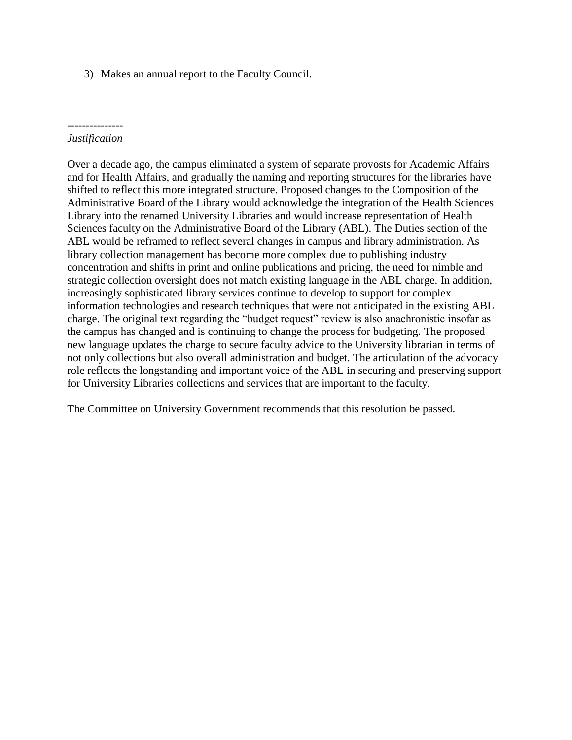3) Makes an annual report to the Faculty Council.

---------------

*Justification*

Over a decade ago, the campus eliminated a system of separate provosts for Academic Affairs and for Health Affairs, and gradually the naming and reporting structures for the libraries have shifted to reflect this more integrated structure. Proposed changes to the Composition of the Administrative Board of the Library would acknowledge the integration of the Health Sciences Library into the renamed University Libraries and would increase representation of Health Sciences faculty on the Administrative Board of the Library (ABL). The Duties section of the ABL would be reframed to reflect several changes in campus and library administration. As library collection management has become more complex due to publishing industry concentration and shifts in print and online publications and pricing, the need for nimble and strategic collection oversight does not match existing language in the ABL charge. In addition, increasingly sophisticated library services continue to develop to support for complex information technologies and research techniques that were not anticipated in the existing ABL charge. The original text regarding the "budget request" review is also anachronistic insofar as the campus has changed and is continuing to change the process for budgeting. The proposed new language updates the charge to secure faculty advice to the University librarian in terms of not only collections but also overall administration and budget. The articulation of the advocacy role reflects the longstanding and important voice of the ABL in securing and preserving support for University Libraries collections and services that are important to the faculty.

The Committee on University Government recommends that this resolution be passed.